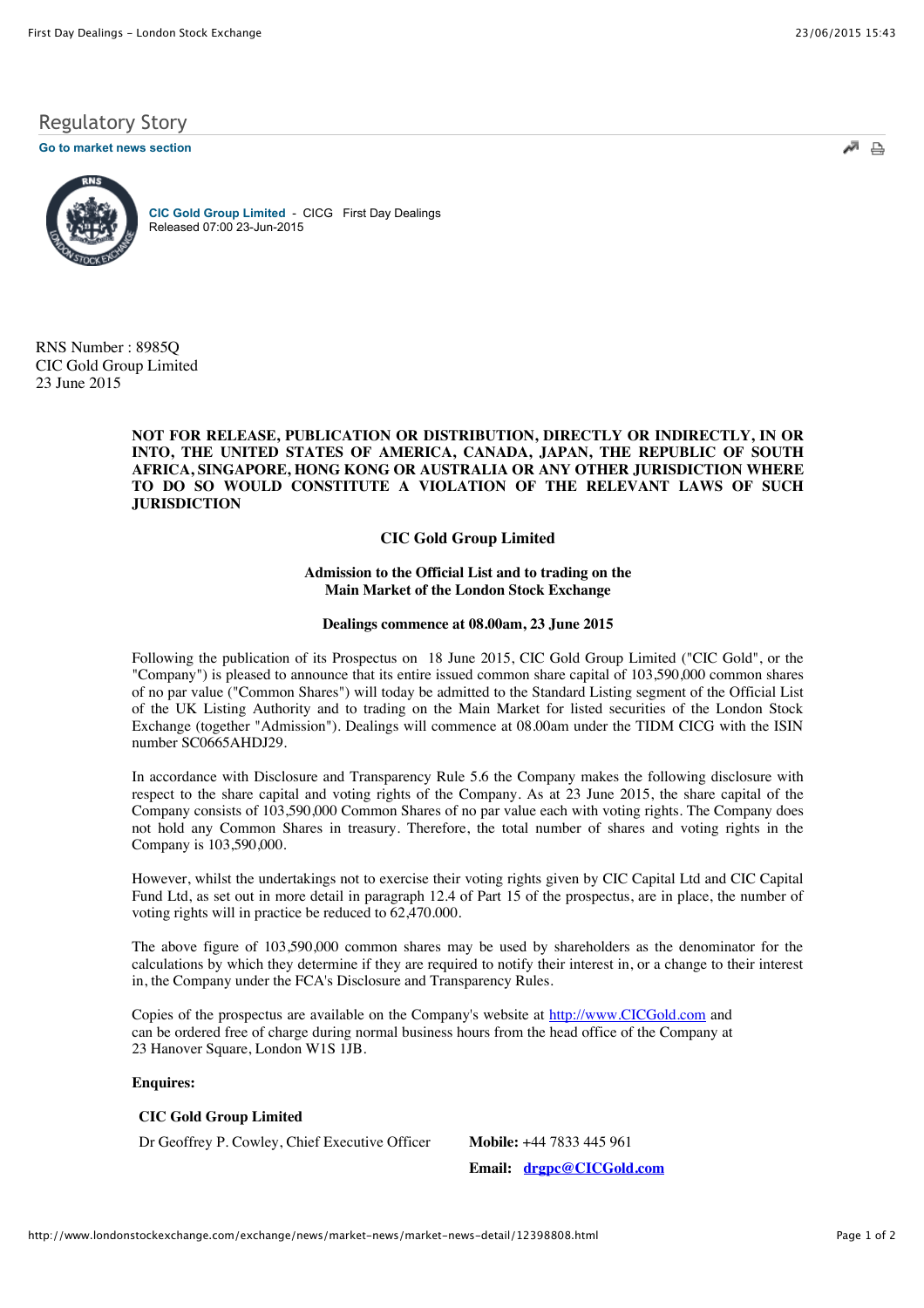Regulatory Story

Go to market news section

**CIC Gold Group Limited** - CICG First Day Dealings
Released 07:00 23-Jun-2015

RNS Number : 8985Q
CIC Gold Group Limited
23 June 2015

**NOT FOR RELEASE, PUBLICATION OR DISTRIBUTION, DIRECTLY OR INDIRECTLY, IN OR INTO, THE UNITED STATES OF AMERICA, CANADA, JAPAN, THE REPUBLIC OF SOUTH AFRICA, SINGAPORE, HONG KONG OR AUSTRALIA OR ANY OTHER JURISDICTION WHERE TO DO SO WOULD CONSTITUTE A VIOLATION OF THE RELEVANT LAWS OF SUCH JURISDICTION**

# CIC Gold Group Limited

## Admission to the Official List and to trading on the Main Market of the London Stock Exchange

### Dealings commence at 08.00am, 23 June 2015

Following the publication of its Prospectus on 18 June 2015, CIC Gold Group Limited ("CIC Gold", or the "Company") is pleased to announce that its entire issued common share capital of 103,590,000 common shares of no par value ("Common Shares") will today be admitted to the Standard Listing segment of the Official List of the UK Listing Authority and to trading on the Main Market for listed securities of the London Stock Exchange (together "Admission"). Dealings will commence at 08.00am under the TIDM CICG with the ISIN number SC0665AHDJ29.

In accordance with Disclosure and Transparency Rule 5.6 the Company makes the following disclosure with respect to the share capital and voting rights of the Company. As at 23 June 2015, the share capital of the Company consists of 103,590,000 Common Shares of no par value each with voting rights. The Company does not hold any Common Shares in treasury. Therefore, the total number of shares and voting rights in the Company is 103,590,000.

However, whilst the undertakings not to exercise their voting rights given by CIC Capital Ltd and CIC Capital Fund Ltd, as set out in more detail in paragraph 12.4 of Part 15 of the prospectus, are in place, the number of voting rights will in practice be reduced to 62,470.000.

The above figure of 103,590,000 common shares may be used by shareholders as the denominator for the calculations by which they determine if they are required to notify their interest in, or a change to their interest in, the Company under the FCA's Disclosure and Transparency Rules.

Copies of the prospectus are available on the Company's website at http://www.CICGold.com and can be ordered free of charge during normal business hours from the head office of the Company at 23 Hanover Square, London W1S 1JB.

**Enquires:**

| **CIC Gold Group Limited** | |
|---|---|
| Dr Geoffrey P. Cowley, Chief Executive Officer | **Mobile:** +44 7833 445 961 |
| | **Email:** drgpc@CICGold.com |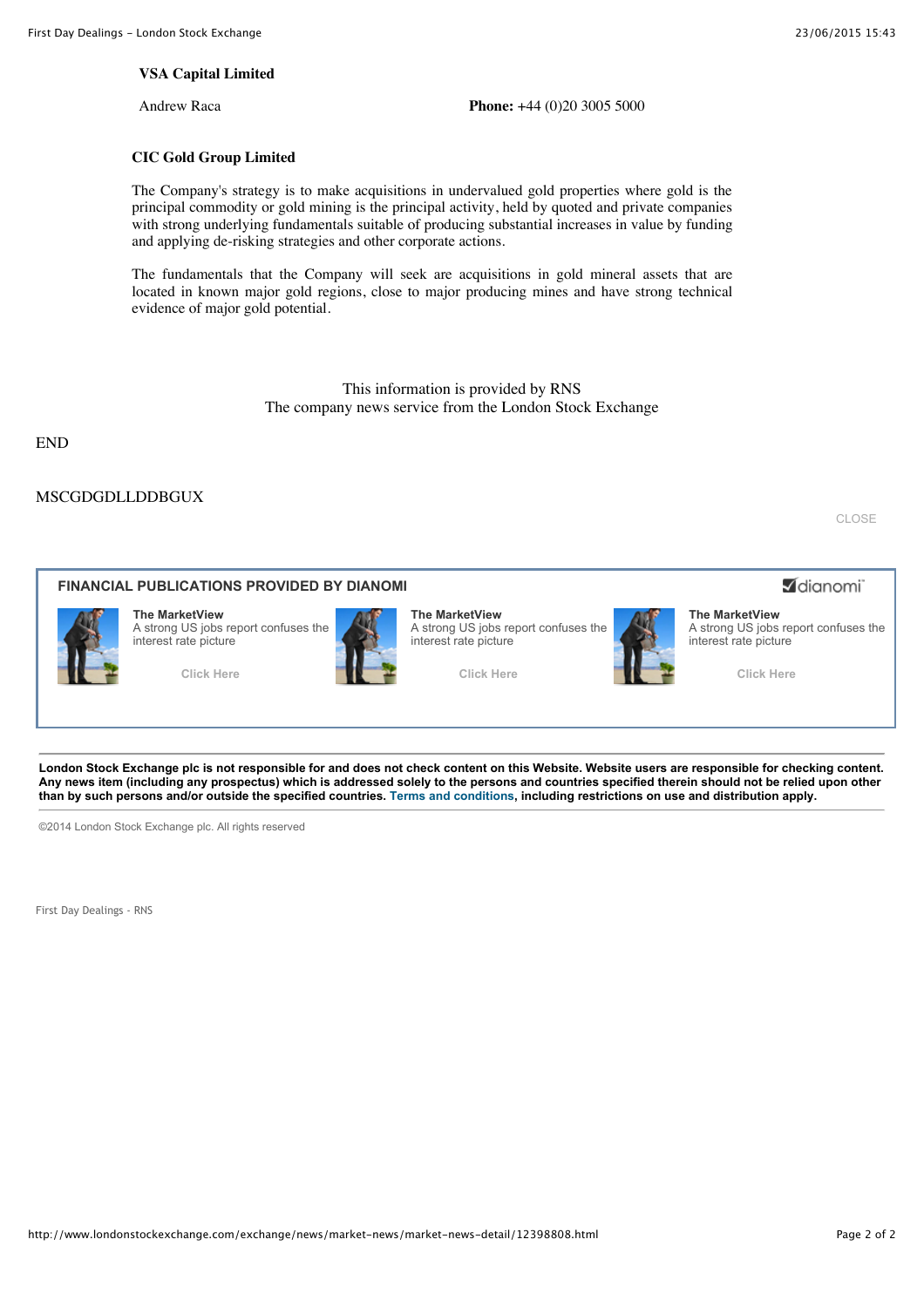**VSA Capital Limited**

Andrew Raca **Phone:** +44 (0)20 3005 5000

**CIC Gold Group Limited**

The Company's strategy is to make acquisitions in undervalued gold properties where gold is the principal commodity or gold mining is the principal activity, held by quoted and private companies with strong underlying fundamentals suitable of producing substantial increases in value by funding and applying de-risking strategies and other corporate actions.

The fundamentals that the Company will seek are acquisitions in gold mineral assets that are located in known major gold regions, close to major producing mines and have strong technical evidence of major gold potential.

This information is provided by RNS
The company news service from the London Stock Exchange

END

MSCGDGDLLDDBGUX

CLOSE

**FINANCIAL PUBLICATIONS PROVIDED BY DIANOMI**

**The MarketView**
A strong US jobs report confuses the interest rate picture

Click Here

**The MarketView**
A strong US jobs report confuses the interest rate picture

Click Here

**The MarketView**
A strong US jobs report confuses the interest rate picture

Click Here

**London Stock Exchange plc is not responsible for and does not check content on this Website. Website users are responsible for checking content. Any news item (including any prospectus) which is addressed solely to the persons and countries specified therein should not be relied upon other than by such persons and/or outside the specified countries. Terms and conditions, including restrictions on use and distribution apply.**

©2014 London Stock Exchange plc. All rights reserved

First Day Dealings - RNS